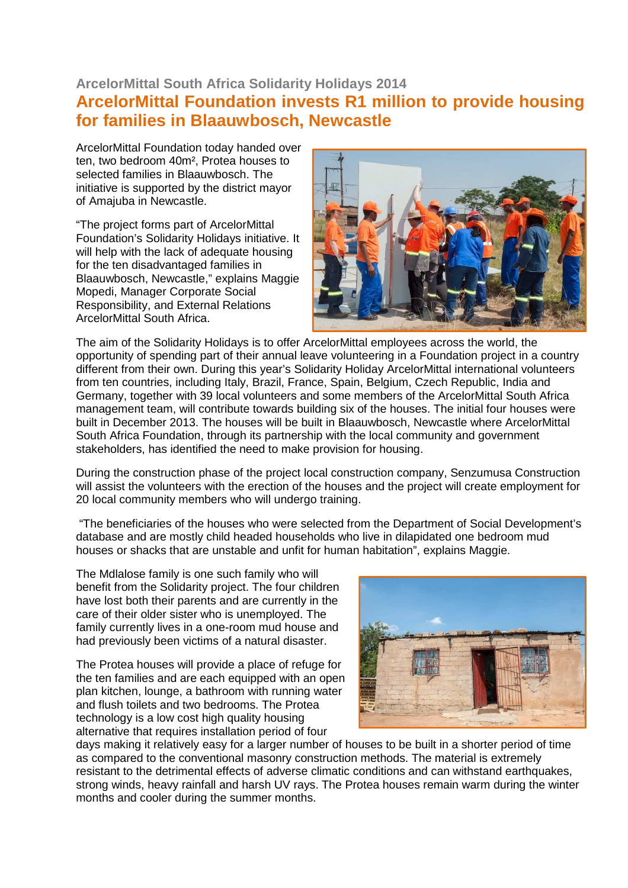### ArcelorMittal South Africa Solidarity Holidays 2014

## ArcelorMittal Foundation invests R1 million to provide housing for families in Blaauwbosch, Newcastle

ArcelorMittal Foundation today handed over ten, two bedroom 40m², Protea houses to selected families in Blaauwbosch. The initiative is supported by the district mayor of Amajuba in Newcastle.

"The project forms part of ArcelorMittal Foundation's Solidarity Holidays initiative. It will help with the lack of adequate housing for the ten disadvantaged families in Blaauwbosch, Newcastle," explains Maggie Mopedi, Manager Corporate Social Responsibility, and External Relations ArcelorMittal South Africa.

The aim of the Solidarity Holidays is to offer ArcelorMittal employees across the world, the opportunity of spending part of their annual leave volunteering in a Foundation project in a country different from their own. During this year's Solidarity Holiday ArcelorMittal international volunteers from ten countries, including Italy, Brazil, France, Spain, Belgium, Czech Republic, India and Germany, together with 39 local volunteers and some members of the ArcelorMittal South Africa management team, will contribute towards building six of the houses. The initial four houses were built in December 2013. The houses will be built in Blaauwbosch, Newcastle where ArcelorMittal South Africa Foundation, through its partnership with the local community and government stakeholders, has identified the need to make provision for housing.

During the construction phase of the project local construction company, Senzumusa Construction will assist the volunteers with the erection of the houses and the project will create employment for 20 local community members who will undergo training.

"The beneficiaries of the houses who were selected from the Department of Social Development's database and are mostly child headed households who live in dilapidated one bedroom mud houses or shacks that are unstable and unfit for human habitation", explains Maggie.

The Mdlalose family is one such family who will benefit from the Solidarity project. The four children have lost both their parents and are currently in the care of their older sister who is unemployed. The family currently lives in a one-room mud house and had previously been victims of a natural disaster.

The Protea houses will provide a place of refuge for the ten families and are each equipped with an open plan kitchen, lounge, a bathroom with running water and flush toilets and two bedrooms. The Protea technology is a low cost high quality housing alternative that requires installation period of four days making it relatively easy for a larger number of houses to be built in a shorter period of time as compared to the conventional masonry construction methods. The material is extremely resistant to the detrimental effects of adverse climatic conditions and can withstand earthquakes, strong winds, heavy rainfall and harsh UV rays. The Protea houses remain warm during the winter months and cooler during the summer months.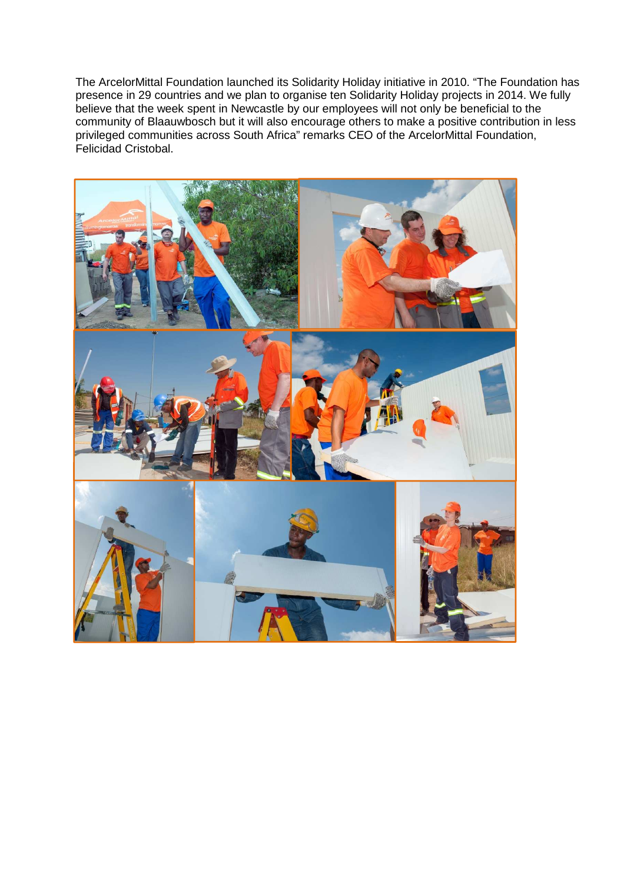The ArcelorMittal Foundation launched its Solidarity Holiday initiative in 2010. "The Foundation has presence in 29 countries and we plan to organise ten Solidarity Holiday projects in 2014. We fully believe that the week spent in Newcastle by our employees will not only be beneficial to the community of Blaauwbosch but it will also encourage others to make a positive contribution in less privileged communities across South Africa" remarks CEO of the ArcelorMittal Foundation, Felicidad Cristobal.